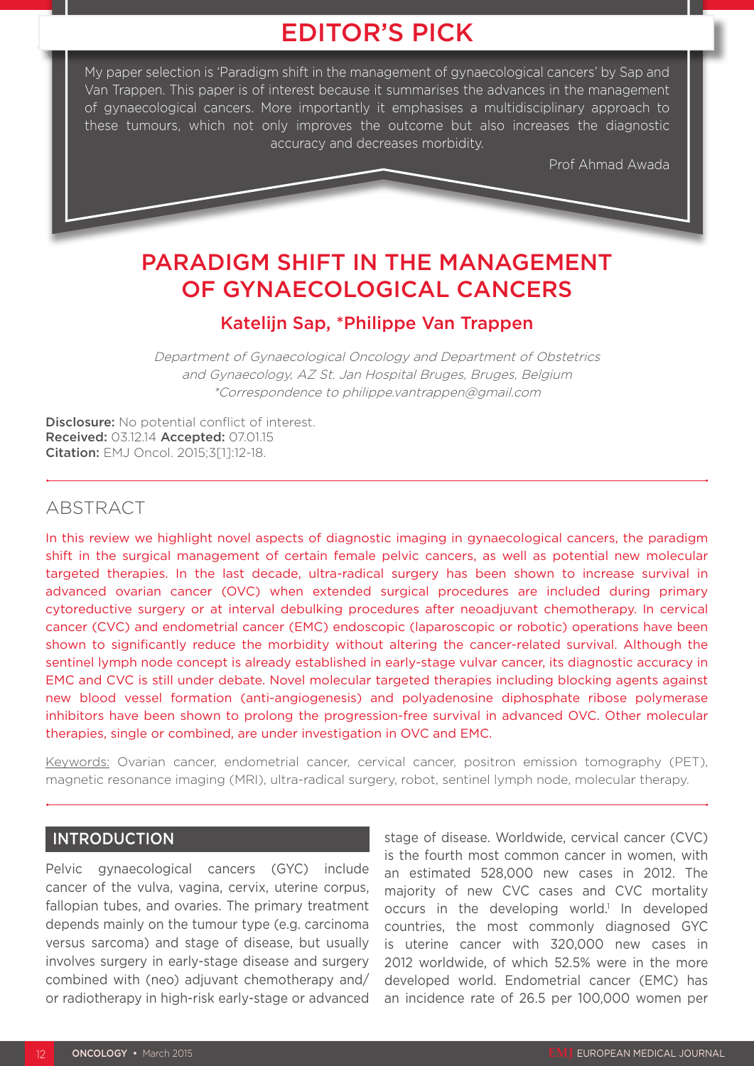# EDITOR'S PICK

My paper selection is 'Paradigm shift in the management of gynaecological cancers' by Sap and Van Trappen. This paper is of interest because it summarises the advances in the management of gynaecological cancers. More importantly it emphasises a multidisciplinary approach to these tumours, which not only improves the outcome but also increases the diagnostic accuracy and decreases morbidity.

Prof Ahmad Awada

# PARADIGM SHIFT IN THE MANAGEMENT OF GYNAECOLOGICAL CANCERS

## Katelijn Sap, *Philippe Van Trappen

*Department of Gynaecological Oncology and Department of Obstetrics and Gynaecology, AZ St. Jan Hospital Bruges, Bruges, Belgium*
*\*Correspondence to philippe.vantrappen@gmail.com*

**Disclosure:** No potential conflict of interest.
**Received:** 03.12.14 **Accepted:** 07.01.15
**Citation:** EMJ Oncol. 2015;3[1]:12-18.

## ABSTRACT

In this review we highlight novel aspects of diagnostic imaging in gynaecological cancers, the paradigm shift in the surgical management of certain female pelvic cancers, as well as potential new molecular targeted therapies. In the last decade, ultra-radical surgery has been shown to increase survival in advanced ovarian cancer (OVC) when extended surgical procedures are included during primary cytoreductive surgery or at interval debulking procedures after neoadjuvant chemotherapy. In cervical cancer (CVC) and endometrial cancer (EMC) endoscopic (laparoscopic or robotic) operations have been shown to significantly reduce the morbidity without altering the cancer-related survival. Although the sentinel lymph node concept is already established in early-stage vulvar cancer, its diagnostic accuracy in EMC and CVC is still under debate. Novel molecular targeted therapies including blocking agents against new blood vessel formation (anti-angiogenesis) and polyadenosine diphosphate ribose polymerase inhibitors have been shown to prolong the progression-free survival in advanced OVC. Other molecular therapies, single or combined, are under investigation in OVC and EMC.

Keywords: Ovarian cancer, endometrial cancer, cervical cancer, positron emission tomography (PET), magnetic resonance imaging (MRI), ultra-radical surgery, robot, sentinel lymph node, molecular therapy.

## INTRODUCTION

Pelvic gynaecological cancers (GYC) include cancer of the vulva, vagina, cervix, uterine corpus, fallopian tubes, and ovaries. The primary treatment depends mainly on the tumour type (e.g. carcinoma versus sarcoma) and stage of disease, but usually involves surgery in early-stage disease and surgery combined with (neo) adjuvant chemotherapy and/or radiotherapy in high-risk early-stage or advanced stage of disease. Worldwide, cervical cancer (CVC) is the fourth most common cancer in women, with an estimated 528,000 new cases in 2012. The majority of new CVC cases and CVC mortality occurs in the developing world.[1] In developed countries, the most commonly diagnosed GYC is uterine cancer with 320,000 new cases in 2012 worldwide, of which 52.5% were in the more developed world. Endometrial cancer (EMC) has an incidence rate of 26.5 per 100,000 women per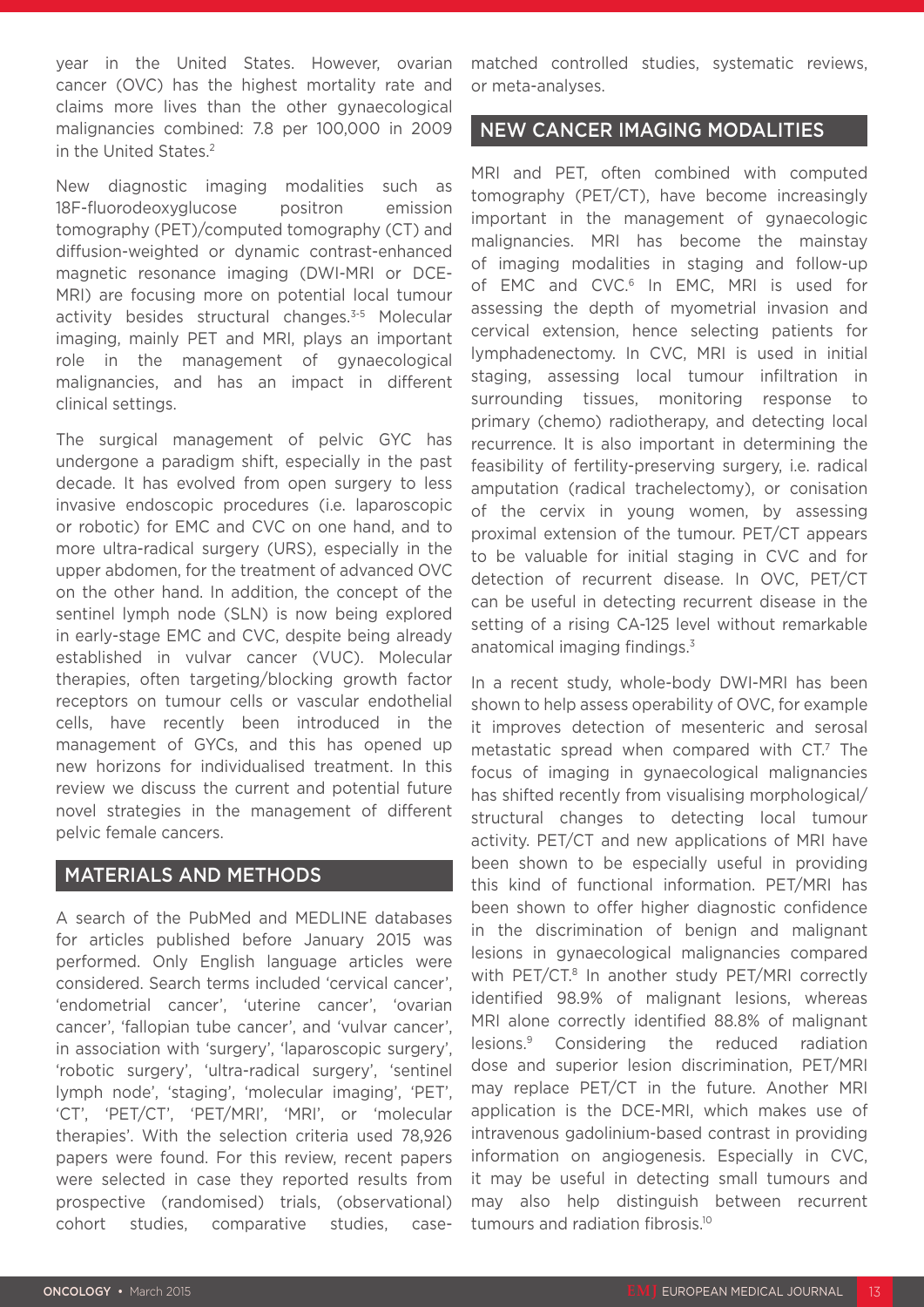year in the United States. However, ovarian cancer (OVC) has the highest mortality rate and claims more lives than the other gynaecological malignancies combined: 7.8 per 100,000 in 2009 in the United States.[2]

New diagnostic imaging modalities such as 18F-fluorodeoxyglucose positron emission tomography (PET)/computed tomography (CT) and diffusion-weighted or dynamic contrast-enhanced magnetic resonance imaging (DWI-MRI or DCE-MRI) are focusing more on potential local tumour activity besides structural changes.[3-5] Molecular imaging, mainly PET and MRI, plays an important role in the management of gynaecological malignancies, and has an impact in different clinical settings.

The surgical management of pelvic GYC has undergone a paradigm shift, especially in the past decade. It has evolved from open surgery to less invasive endoscopic procedures (i.e. laparoscopic or robotic) for EMC and CVC on one hand, and to more ultra-radical surgery (URS), especially in the upper abdomen, for the treatment of advanced OVC on the other hand. In addition, the concept of the sentinel lymph node (SLN) is now being explored in early-stage EMC and CVC, despite being already established in vulvar cancer (VUC). Molecular therapies, often targeting/blocking growth factor receptors on tumour cells or vascular endothelial cells, have recently been introduced in the management of GYCs, and this has opened up new horizons for individualised treatment. In this review we discuss the current and potential future novel strategies in the management of different pelvic female cancers.

## MATERIALS AND METHODS

A search of the PubMed and MEDLINE databases for articles published before January 2015 was performed. Only English language articles were considered. Search terms included 'cervical cancer', 'endometrial cancer', 'uterine cancer', 'ovarian cancer', 'fallopian tube cancer', and 'vulvar cancer', in association with 'surgery', 'laparoscopic surgery', 'robotic surgery', 'ultra-radical surgery', 'sentinel lymph node', 'staging', 'molecular imaging', 'PET', 'CT', 'PET/CT', 'PET/MRI', 'MRI', or 'molecular therapies'. With the selection criteria used 78,926 papers were found. For this review, recent papers were selected in case they reported results from prospective (randomised) trials, (observational) cohort studies, comparative studies, case-matched controlled studies, systematic reviews, or meta-analyses.

## NEW CANCER IMAGING MODALITIES

MRI and PET, often combined with computed tomography (PET/CT), have become increasingly important in the management of gynaecologic malignancies. MRI has become the mainstay of imaging modalities in staging and follow-up of EMC and CVC.[6] In EMC, MRI is used for assessing the depth of myometrial invasion and cervical extension, hence selecting patients for lymphadenectomy. In CVC, MRI is used in initial staging, assessing local tumour infiltration in surrounding tissues, monitoring response to primary (chemo) radiotherapy, and detecting local recurrence. It is also important in determining the feasibility of fertility-preserving surgery, i.e. radical amputation (radical trachelectomy), or conisation of the cervix in young women, by assessing proximal extension of the tumour. PET/CT appears to be valuable for initial staging in CVC and for detection of recurrent disease. In OVC, PET/CT can be useful in detecting recurrent disease in the setting of a rising CA-125 level without remarkable anatomical imaging findings.[3]

In a recent study, whole-body DWI-MRI has been shown to help assess operability of OVC, for example it improves detection of mesenteric and serosal metastatic spread when compared with CT.[7] The focus of imaging in gynaecological malignancies has shifted recently from visualising morphological/structural changes to detecting local tumour activity. PET/CT and new applications of MRI have been shown to be especially useful in providing this kind of functional information. PET/MRI has been shown to offer higher diagnostic confidence in the discrimination of benign and malignant lesions in gynaecological malignancies compared with PET/CT.[8] In another study PET/MRI correctly identified 98.9% of malignant lesions, whereas MRI alone correctly identified 88.8% of malignant lesions.[9] Considering the reduced radiation dose and superior lesion discrimination, PET/MRI may replace PET/CT in the future. Another MRI application is the DCE-MRI, which makes use of intravenous gadolinium-based contrast in providing information on angiogenesis. Especially in CVC, it may be useful in detecting small tumours and may also help distinguish between recurrent tumours and radiation fibrosis.[10]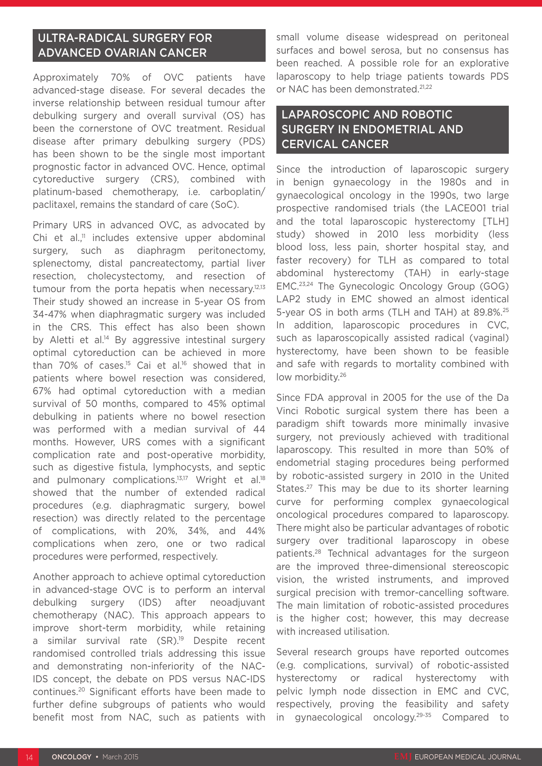## ULTRA-RADICAL SURGERY FOR ADVANCED OVARIAN CANCER

Approximately 70% of OVC patients have advanced-stage disease. For several decades the inverse relationship between residual tumour after debulking surgery and overall survival (OS) has been the cornerstone of OVC treatment. Residual disease after primary debulking surgery (PDS) has been shown to be the single most important prognostic factor in advanced OVC. Hence, optimal cytoreductive surgery (CRS), combined with platinum-based chemotherapy, i.e. carboplatin/ paclitaxel, remains the standard of care (SoC).

Primary URS in advanced OVC, as advocated by Chi et al.,[11] includes extensive upper abdominal surgery, such as diaphragm peritonectomy, splenectomy, distal pancreatectomy, partial liver resection, cholecystectomy, and resection of tumour from the porta hepatis when necessary.[12,13] Their study showed an increase in 5-year OS from 34-47% when diaphragmatic surgery was included in the CRS. This effect has also been shown by Aletti et al.[14] By aggressive intestinal surgery optimal cytoreduction can be achieved in more than 70% of cases.[15] Cai et al.[16] showed that in patients where bowel resection was considered, 67% had optimal cytoreduction with a median survival of 50 months, compared to 45% optimal debulking in patients where no bowel resection was performed with a median survival of 44 months. However, URS comes with a significant complication rate and post-operative morbidity, such as digestive fistula, lymphocysts, and septic and pulmonary complications.[13,17] Wright et al.[18] showed that the number of extended radical procedures (e.g. diaphragmatic surgery, bowel resection) was directly related to the percentage of complications, with 20%, 34%, and 44% complications when zero, one or two radical procedures were performed, respectively.

Another approach to achieve optimal cytoreduction in advanced-stage OVC is to perform an interval debulking surgery (IDS) after neoadjuvant chemotherapy (NAC). This approach appears to improve short-term morbidity, while retaining a similar survival rate (SR).[19] Despite recent randomised controlled trials addressing this issue and demonstrating non-inferiority of the NAC-IDS concept, the debate on PDS versus NAC-IDS continues.[20] Significant efforts have been made to further define subgroups of patients who would benefit most from NAC, such as patients with small volume disease widespread on peritoneal surfaces and bowel serosa, but no consensus has been reached. A possible role for an explorative laparoscopy to help triage patients towards PDS or NAC has been demonstrated.[21,22]

## LAPAROSCOPIC AND ROBOTIC SURGERY IN ENDOMETRIAL AND CERVICAL CANCER

Since the introduction of laparoscopic surgery in benign gynaecology in the 1980s and in gynaecological oncology in the 1990s, two large prospective randomised trials (the LACE001 trial and the total laparoscopic hysterectomy [TLH] study) showed in 2010 less morbidity (less blood loss, less pain, shorter hospital stay, and faster recovery) for TLH as compared to total abdominal hysterectomy (TAH) in early-stage EMC.[23,24] The Gynecologic Oncology Group (GOG) LAP2 study in EMC showed an almost identical 5-year OS in both arms (TLH and TAH) at 89.8%.[25] In addition, laparoscopic procedures in CVC, such as laparoscopically assisted radical (vaginal) hysterectomy, have been shown to be feasible and safe with regards to mortality combined with low morbidity.[26]

Since FDA approval in 2005 for the use of the Da Vinci Robotic surgical system there has been a paradigm shift towards more minimally invasive surgery, not previously achieved with traditional laparoscopy. This resulted in more than 50% of endometrial staging procedures being performed by robotic-assisted surgery in 2010 in the United States.[27] This may be due to its shorter learning curve for performing complex gynaecological oncological procedures compared to laparoscopy. There might also be particular advantages of robotic surgery over traditional laparoscopy in obese patients.[28] Technical advantages for the surgeon are the improved three-dimensional stereoscopic vision, the wristed instruments, and improved surgical precision with tremor-cancelling software. The main limitation of robotic-assisted procedures is the higher cost; however, this may decrease with increased utilisation.

Several research groups have reported outcomes (e.g. complications, survival) of robotic-assisted hysterectomy or radical hysterectomy with pelvic lymph node dissection in EMC and CVC, respectively, proving the feasibility and safety in gynaecological oncology.[29-35] Compared to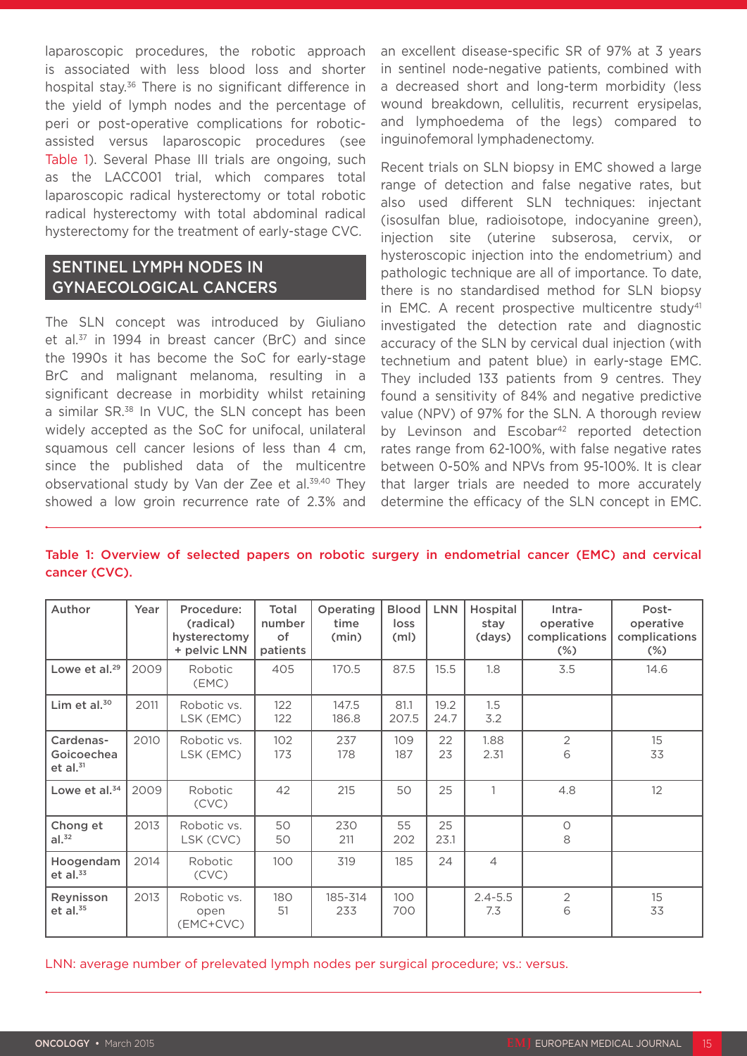laparoscopic procedures, the robotic approach is associated with less blood loss and shorter hospital stay.[36] There is no significant difference in the yield of lymph nodes and the percentage of peri or post-operative complications for robotic-assisted versus laparoscopic procedures (see Table 1). Several Phase III trials are ongoing, such as the LACC001 trial, which compares total laparoscopic radical hysterectomy or total robotic radical hysterectomy with total abdominal radical hysterectomy for the treatment of early-stage CVC.

## SENTINEL LYMPH NODES IN GYNAECOLOGICAL CANCERS

The SLN concept was introduced by Giuliano et al.[37] in 1994 in breast cancer (BrC) and since the 1990s it has become the SoC for early-stage BrC and malignant melanoma, resulting in a significant decrease in morbidity whilst retaining a similar SR.[38] In VUC, the SLN concept has been widely accepted as the SoC for unifocal, unilateral squamous cell cancer lesions of less than 4 cm, since the published data of the multicentre observational study by Van der Zee et al.[39,40] They showed a low groin recurrence rate of 2.3% and an excellent disease-specific SR of 97% at 3 years in sentinel node-negative patients, combined with a decreased short and long-term morbidity (less wound breakdown, cellulitis, recurrent erysipelas, and lymphoedema of the legs) compared to inguinofemoral lymphadenectomy.

Recent trials on SLN biopsy in EMC showed a large range of detection and false negative rates, but also used different SLN techniques: injectant (isosulfan blue, radioisotope, indocyanine green), injection site (uterine subserosa, cervix, or hysteroscopic injection into the endometrium) and pathologic technique are all of importance. To date, there is no standardised method for SLN biopsy in EMC. A recent prospective multicentre study[41] investigated the detection rate and diagnostic accuracy of the SLN by cervical dual injection (with technetium and patent blue) in early-stage EMC. They included 133 patients from 9 centres. They found a sensitivity of 84% and negative predictive value (NPV) of 97% for the SLN. A thorough review by Levinson and Escobar[42] reported detection rates range from 62-100%, with false negative rates between 0-50% and NPVs from 95-100%. It is clear that larger trials are needed to more accurately determine the efficacy of the SLN concept in EMC.

**Table 1: Overview of selected papers on robotic surgery in endometrial cancer (EMC) and cervical cancer (CVC).**

| Author | Year | Procedure: (radical) hysterectomy + pelvic LNN | Total number of patients | Operating time (min) | Blood loss (ml) | LNN | Hospital stay (days) | Intra-operative complications (%) | Post-operative complications (%) |
|---|---|---|---|---|---|---|---|---|---|
| Lowe et al.[29] | 2009 | Robotic (EMC) | 405 | 170.5 | 87.5 | 15.5 | 1.8 | 3.5 | 14.6 |
| Lim et al.[30] | 2011 | Robotic vs. LSK (EMC) | 122<br>122 | 147.5<br>186.8 | 81.1<br>207.5 | 19.2<br>24.7 | 1.5<br>3.2 | | |
| Cardenas-Goicoechea et al.[31] | 2010 | Robotic vs. LSK (EMC) | 102<br>173 | 237<br>178 | 109<br>187 | 22<br>23 | 1.88<br>2.31 | 2<br>6 | 15<br>33 |
| Lowe et al.[34] | 2009 | Robotic (CVC) | 42 | 215 | 50 | 25 | 1 | 4.8 | 12 |
| Chong et al.[32] | 2013 | Robotic vs. LSK (CVC) | 50<br>50 | 230<br>211 | 55<br>202 | 25<br>23.1 | | 0<br>8 | |
| Hoogendam et al.[33] | 2014 | Robotic (CVC) | 100 | 319 | 185 | 24 | 4 | | |
| Reynisson et al.[35] | 2013 | Robotic vs. open (EMC+CVC) | 180<br>51 | 185-314<br>233 | 100<br>700 | | 2.4-5.5<br>7.3 | 2<br>6 | 15<br>33 |

LNN: average number of prelevated lymph nodes per surgical procedure; vs.: versus.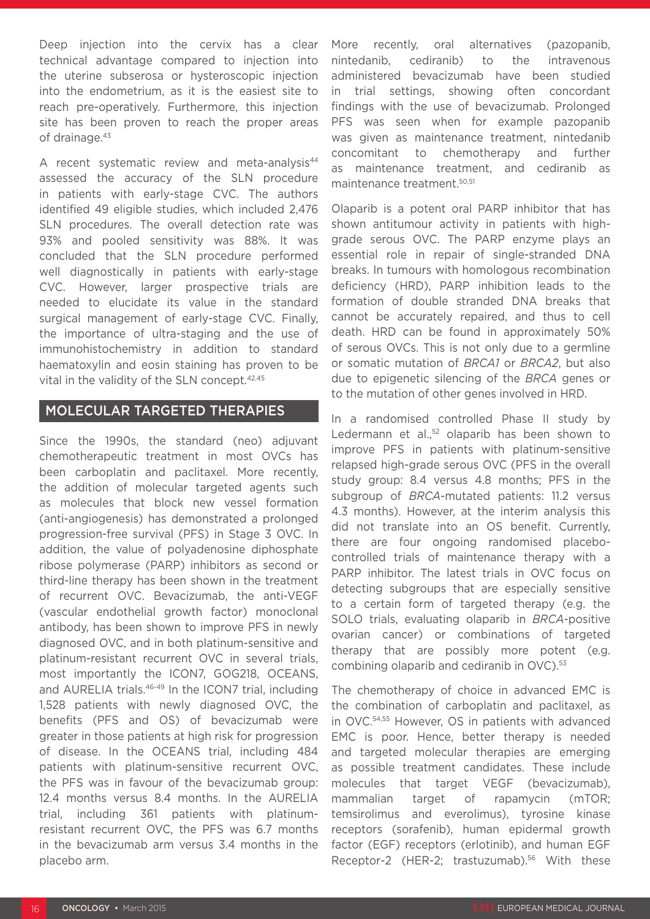Deep injection into the cervix has a clear technical advantage compared to injection into the uterine subserosa or hysteroscopic injection into the endometrium, as it is the easiest site to reach pre-operatively. Furthermore, this injection site has been proven to reach the proper areas of drainage.[43]

A recent systematic review and meta-analysis[44] assessed the accuracy of the SLN procedure in patients with early-stage CVC. The authors identified 49 eligible studies, which included 2,476 SLN procedures. The overall detection rate was 93% and pooled sensitivity was 88%. It was concluded that the SLN procedure performed well diagnostically in patients with early-stage CVC. However, larger prospective trials are needed to elucidate its value in the standard surgical management of early-stage CVC. Finally, the importance of ultra-staging and the use of immunohistochemistry in addition to standard haematoxylin and eosin staining has proven to be vital in the validity of the SLN concept.[42,45]

## MOLECULAR TARGETED THERAPIES

Since the 1990s, the standard (neo) adjuvant chemotherapeutic treatment in most OVCs has been carboplatin and paclitaxel. More recently, the addition of molecular targeted agents such as molecules that block new vessel formation (anti-angiogenesis) has demonstrated a prolonged progression-free survival (PFS) in Stage 3 OVC. In addition, the value of polyadenosine diphosphate ribose polymerase (PARP) inhibitors as second or third-line therapy has been shown in the treatment of recurrent OVC. Bevacizumab, the anti-VEGF (vascular endothelial growth factor) monoclonal antibody, has been shown to improve PFS in newly diagnosed OVC, and in both platinum-sensitive and platinum-resistant recurrent OVC in several trials, most importantly the ICON7, GOG218, OCEANS, and AURELIA trials.[46-49] In the ICON7 trial, including 1,528 patients with newly diagnosed OVC, the benefits (PFS and OS) of bevacizumab were greater in those patients at high risk for progression of disease. In the OCEANS trial, including 484 patients with platinum-sensitive recurrent OVC, the PFS was in favour of the bevacizumab group: 12.4 months versus 8.4 months. In the AURELIA trial, including 361 patients with platinum-resistant recurrent OVC, the PFS was 6.7 months in the bevacizumab arm versus 3.4 months in the placebo arm.

More recently, oral alternatives (pazopanib, nintedanib, cediranib) to the intravenous administered bevacizumab have been studied in trial settings, showing often concordant findings with the use of bevacizumab. Prolonged PFS was seen when for example pazopanib was given as maintenance treatment, nintedanib concomitant to chemotherapy and further as maintenance treatment, and cediranib as maintenance treatment.[50,51]

Olaparib is a potent oral PARP inhibitor that has shown antitumour activity in patients with high-grade serous OVC. The PARP enzyme plays an essential role in repair of single-stranded DNA breaks. In tumours with homologous recombination deficiency (HRD), PARP inhibition leads to the formation of double stranded DNA breaks that cannot be accurately repaired, and thus to cell death. HRD can be found in approximately 50% of serous OVCs. This is not only due to a germline or somatic mutation of *BRCA1* or *BRCA2*, but also due to epigenetic silencing of the *BRCA* genes or to the mutation of other genes involved in HRD.

In a randomised controlled Phase II study by Ledermann et al.,[52] olaparib has been shown to improve PFS in patients with platinum-sensitive relapsed high-grade serous OVC (PFS in the overall study group: 8.4 versus 4.8 months; PFS in the subgroup of *BRCA*-mutated patients: 11.2 versus 4.3 months). However, at the interim analysis this did not translate into an OS benefit. Currently, there are four ongoing randomised placebo-controlled trials of maintenance therapy with a PARP inhibitor. The latest trials in OVC focus on detecting subgroups that are especially sensitive to a certain form of targeted therapy (e.g. the SOLO trials, evaluating olaparib in *BRCA*-positive ovarian cancer) or combinations of targeted therapy that are possibly more potent (e.g. combining olaparib and cediranib in OVC).[53]

The chemotherapy of choice in advanced EMC is the combination of carboplatin and paclitaxel, as in OVC.[54,55] However, OS in patients with advanced EMC is poor. Hence, better therapy is needed and targeted molecular therapies are emerging as possible treatment candidates. These include molecules that target VEGF (bevacizumab), mammalian target of rapamycin (mTOR; temsirolimus and everolimus), tyrosine kinase receptors (sorafenib), human epidermal growth factor (EGF) receptors (erlotinib), and human EGF Receptor-2 (HER-2; trastuzumab).[56] With these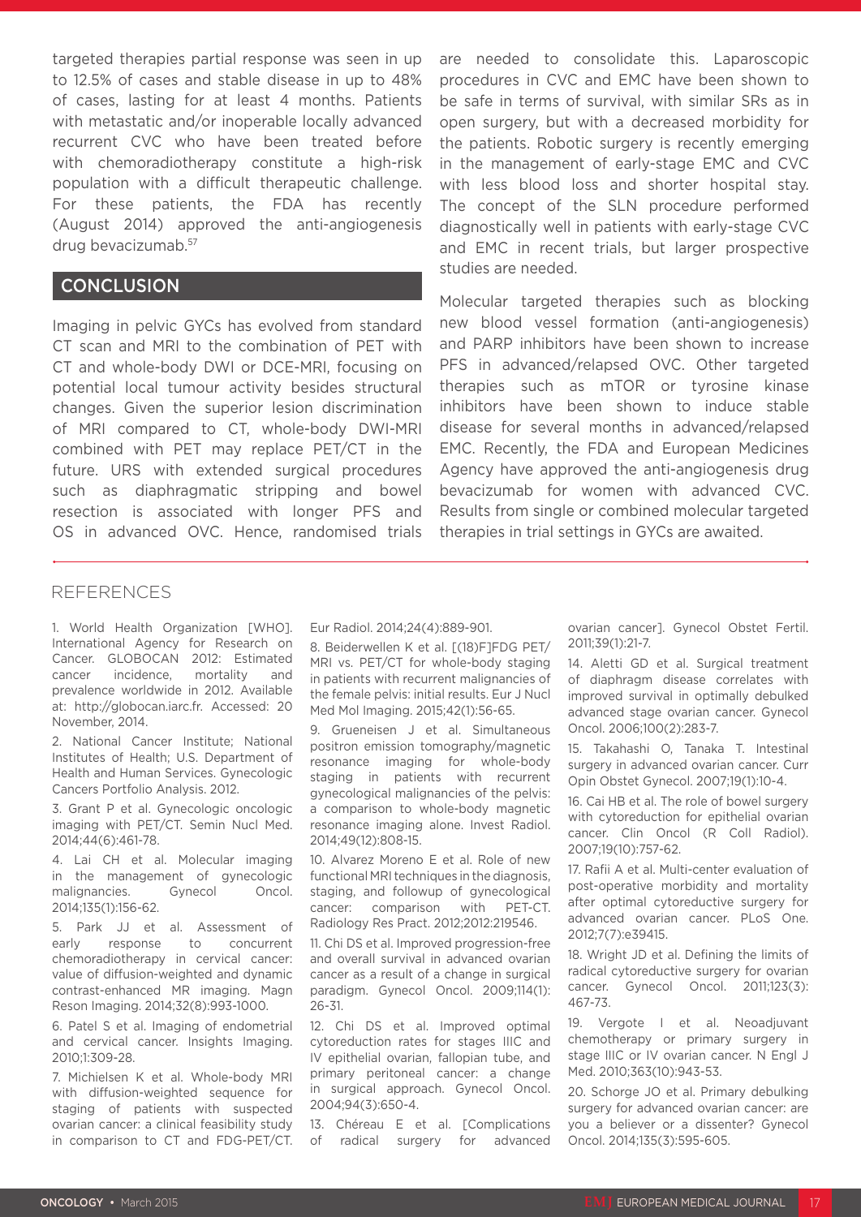targeted therapies partial response was seen in up to 12.5% of cases and stable disease in up to 48% of cases, lasting for at least 4 months. Patients with metastatic and/or inoperable locally advanced recurrent CVC who have been treated before with chemoradiotherapy constitute a high-risk population with a difficult therapeutic challenge. For these patients, the FDA has recently (August 2014) approved the anti-angiogenesis drug bevacizumab.[57]

## CONCLUSION

Imaging in pelvic GYCs has evolved from standard CT scan and MRI to the combination of PET with CT and whole-body DWI or DCE-MRI, focusing on potential local tumour activity besides structural changes. Given the superior lesion discrimination of MRI compared to CT, whole-body DWI-MRI combined with PET may replace PET/CT in the future. URS with extended surgical procedures such as diaphragmatic stripping and bowel resection is associated with longer PFS and OS in advanced OVC. Hence, randomised trials are needed to consolidate this. Laparoscopic procedures in CVC and EMC have been shown to be safe in terms of survival, with similar SRs as in open surgery, but with a decreased morbidity for the patients. Robotic surgery is recently emerging in the management of early-stage EMC and CVC with less blood loss and shorter hospital stay. The concept of the SLN procedure performed diagnostically well in patients with early-stage CVC and EMC in recent trials, but larger prospective studies are needed.

Molecular targeted therapies such as blocking new blood vessel formation (anti-angiogenesis) and PARP inhibitors have been shown to increase PFS in advanced/relapsed OVC. Other targeted therapies such as mTOR or tyrosine kinase inhibitors have been shown to induce stable disease for several months in advanced/relapsed EMC. Recently, the FDA and European Medicines Agency have approved the anti-angiogenesis drug bevacizumab for women with advanced CVC. Results from single or combined molecular targeted therapies in trial settings in GYCs are awaited.

## REFERENCES

1. World Health Organization [WHO]. International Agency for Research on Cancer. GLOBOCAN 2012: Estimated cancer incidence, mortality and prevalence worldwide in 2012. Available at: http://globocan.iarc.fr. Accessed: 20 November, 2014.

2. National Cancer Institute; National Institutes of Health; U.S. Department of Health and Human Services. Gynecologic Cancers Portfolio Analysis. 2012.

3. Grant P et al. Gynecologic oncologic imaging with PET/CT. Semin Nucl Med. 2014;44(6):461-78.

4. Lai CH et al. Molecular imaging in the management of gynecologic malignancies. Gynecol Oncol. 2014;135(1):156-62.

5. Park JJ et al. Assessment of early response to concurrent chemoradiotherapy in cervical cancer: value of diffusion-weighted and dynamic contrast-enhanced MR imaging. Magn Reson Imaging. 2014;32(8):993-1000.

6. Patel S et al. Imaging of endometrial and cervical cancer. Insights Imaging. 2010;1:309-28.

7. Michielsen K et al. Whole-body MRI with diffusion-weighted sequence for staging of patients with suspected ovarian cancer: a clinical feasibility study in comparison to CT and FDG-PET/CT. Eur Radiol. 2014;24(4):889-901.

8. Beiderwellen K et al. [(18)F]FDG PET/MRI vs. PET/CT for whole-body staging in patients with recurrent malignancies of the female pelvis: initial results. Eur J Nucl Med Mol Imaging. 2015;42(1):56-65.

9. Grueneisen J et al. Simultaneous positron emission tomography/magnetic resonance imaging for whole-body staging in patients with recurrent gynecological malignancies of the pelvis: a comparison to whole-body magnetic resonance imaging alone. Invest Radiol. 2014;49(12):808-15.

10. Alvarez Moreno E et al. Role of new functional MRI techniques in the diagnosis, staging, and followup of gynecological cancer: comparison with PET-CT. Radiology Res Pract. 2012;2012:219546.

11. Chi DS et al. Improved progression-free and overall survival in advanced ovarian cancer as a result of a change in surgical paradigm. Gynecol Oncol. 2009;114(1):26-31.

12. Chi DS et al. Improved optimal cytoreduction rates for stages IIIC and IV epithelial ovarian, fallopian tube, and primary peritoneal cancer: a change in surgical approach. Gynecol Oncol. 2004;94(3):650-4.

13. Chéreau E et al. [Complications of radical surgery for advanced ovarian cancer]. Gynecol Obstet Fertil. 2011;39(1):21-7.

14. Aletti GD et al. Surgical treatment of diaphragm disease correlates with improved survival in optimally debulked advanced stage ovarian cancer. Gynecol Oncol. 2006;100(2):283-7.

15. Takahashi O, Tanaka T. Intestinal surgery in advanced ovarian cancer. Curr Opin Obstet Gynecol. 2007;19(1):10-4.

16. Cai HB et al. The role of bowel surgery with cytoreduction for epithelial ovarian cancer. Clin Oncol (R Coll Radiol). 2007;19(10):757-62.

17. Rafii A et al. Multi-center evaluation of post-operative morbidity and mortality after optimal cytoreductive surgery for advanced ovarian cancer. PLoS One. 2012;7(7):e39415.

18. Wright JD et al. Defining the limits of radical cytoreductive surgery for ovarian cancer. Gynecol Oncol. 2011;123(3):467-73.

19. Vergote I et al. Neoadjuvant chemotherapy or primary surgery in stage IIIC or IV ovarian cancer. N Engl J Med. 2010;363(10):943-53.

20. Schorge JO et al. Primary debulking surgery for advanced ovarian cancer: are you a believer or a dissenter? Gynecol Oncol. 2014;135(3):595-605.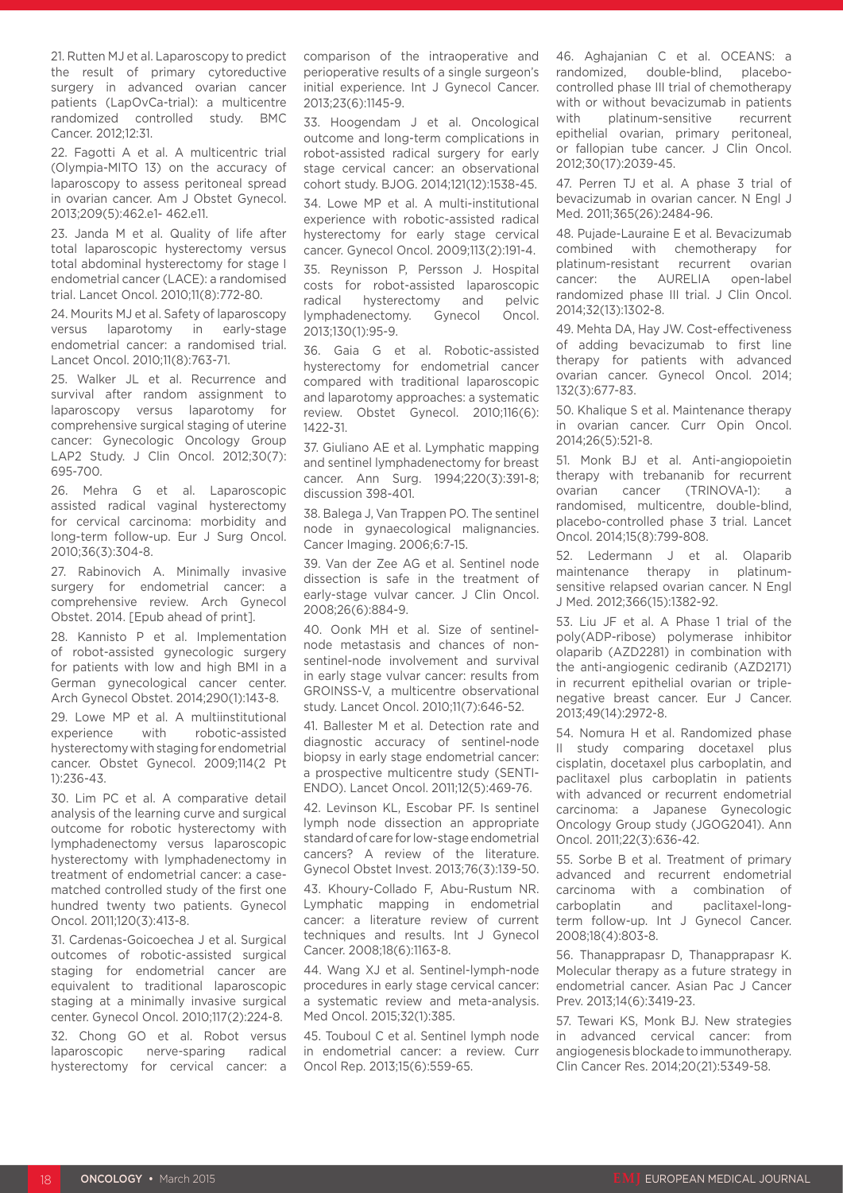21. Rutten MJ et al. Laparoscopy to predict the result of primary cytoreductive surgery in advanced ovarian cancer patients (LapOvCa-trial): a multicentre randomized controlled study. BMC Cancer. 2012;12:31.

22. Fagotti A et al. A multicentric trial (Olympia-MITO 13) on the accuracy of laparoscopy to assess peritoneal spread in ovarian cancer. Am J Obstet Gynecol. 2013;209(5):462.e1- 462.e11.

23. Janda M et al. Quality of life after total laparoscopic hysterectomy versus total abdominal hysterectomy for stage I endometrial cancer (LACE): a randomised trial. Lancet Oncol. 2010;11(8):772-80.

24. Mourits MJ et al. Safety of laparoscopy versus laparotomy in early-stage endometrial cancer: a randomised trial. Lancet Oncol. 2010;11(8):763-71.

25. Walker JL et al. Recurrence and survival after random assignment to laparoscopy versus laparotomy for comprehensive surgical staging of uterine cancer: Gynecologic Oncology Group LAP2 Study. J Clin Oncol. 2012;30(7): 695-700.

26. Mehra G et al. Laparoscopic assisted radical vaginal hysterectomy for cervical carcinoma: morbidity and long-term follow-up. Eur J Surg Oncol. 2010;36(3):304-8.

27. Rabinovich A. Minimally invasive surgery for endometrial cancer: a comprehensive review. Arch Gynecol Obstet. 2014. [Epub ahead of print].

28. Kannisto P et al. Implementation of robot-assisted gynecologic surgery for patients with low and high BMI in a German gynecological cancer center. Arch Gynecol Obstet. 2014;290(1):143-8.

29. Lowe MP et al. A multiinstitutional experience with robotic-assisted hysterectomy with staging for endometrial cancer. Obstet Gynecol. 2009;114(2 Pt 1):236-43.

30. Lim PC et al. A comparative detail analysis of the learning curve and surgical outcome for robotic hysterectomy with lymphadenectomy versus laparoscopic hysterectomy with lymphadenectomy in treatment of endometrial cancer: a case-matched controlled study of the first one hundred twenty two patients. Gynecol Oncol. 2011;120(3):413-8.

31. Cardenas-Goicoechea J et al. Surgical outcomes of robotic-assisted surgical staging for endometrial cancer are equivalent to traditional laparoscopic staging at a minimally invasive surgical center. Gynecol Oncol. 2010;117(2):224-8.

32. Chong GO et al. Robot versus laparoscopic nerve-sparing radical hysterectomy for cervical cancer: a comparison of the intraoperative and perioperative results of a single surgeon's initial experience. Int J Gynecol Cancer. 2013;23(6):1145-9.

33. Hoogendam J et al. Oncological outcome and long-term complications in robot-assisted radical surgery for early stage cervical cancer: an observational cohort study. BJOG. 2014;121(12):1538-45.

34. Lowe MP et al. A multi-institutional experience with robotic-assisted radical hysterectomy for early stage cervical cancer. Gynecol Oncol. 2009;113(2):191-4.

35. Reynisson P, Persson J. Hospital costs for robot-assisted laparoscopic radical hysterectomy and pelvic lymphadenectomy. Gynecol Oncol. 2013;130(1):95-9.

36. Gaia G et al. Robotic-assisted hysterectomy for endometrial cancer compared with traditional laparoscopic and laparotomy approaches: a systematic review. Obstet Gynecol. 2010;116(6): 1422-31.

37. Giuliano AE et al. Lymphatic mapping and sentinel lymphadenectomy for breast cancer. Ann Surg. 1994;220(3):391-8; discussion 398-401.

38. Balega J, Van Trappen PO. The sentinel node in gynaecological malignancies. Cancer Imaging. 2006;6:7-15.

39. Van der Zee AG et al. Sentinel node dissection is safe in the treatment of early-stage vulvar cancer. J Clin Oncol. 2008;26(6):884-9.

40. Oonk MH et al. Size of sentinel-node metastasis and chances of non-sentinel-node involvement and survival in early stage vulvar cancer: results from GROINSS-V, a multicentre observational study. Lancet Oncol. 2010;11(7):646-52.

41. Ballester M et al. Detection rate and diagnostic accuracy of sentinel-node biopsy in early stage endometrial cancer: a prospective multicentre study (SENTI-ENDO). Lancet Oncol. 2011;12(5):469-76.

42. Levinson KL, Escobar PF. Is sentinel lymph node dissection an appropriate standard of care for low-stage endometrial cancers? A review of the literature. Gynecol Obstet Invest. 2013;76(3):139-50.

43. Khoury-Collado F, Abu-Rustum NR. Lymphatic mapping in endometrial cancer: a literature review of current techniques and results. Int J Gynecol Cancer. 2008;18(6):1163-8.

44. Wang XJ et al. Sentinel-lymph-node procedures in early stage cervical cancer: a systematic review and meta-analysis. Med Oncol. 2015;32(1):385.

45. Touboul C et al. Sentinel lymph node in endometrial cancer: a review. Curr Oncol Rep. 2013;15(6):559-65.

46. Aghajanian C et al. OCEANS: a randomized, double-blind, placebo-controlled phase III trial of chemotherapy with or without bevacizumab in patients with platinum-sensitive recurrent epithelial ovarian, primary peritoneal, or fallopian tube cancer. J Clin Oncol. 2012;30(17):2039-45.

47. Perren TJ et al. A phase 3 trial of bevacizumab in ovarian cancer. N Engl J Med. 2011;365(26):2484-96.

48. Pujade-Lauraine E et al. Bevacizumab combined with chemotherapy for platinum-resistant recurrent ovarian cancer: the AURELIA open-label randomized phase III trial. J Clin Oncol. 2014;32(13):1302-8.

49. Mehta DA, Hay JW. Cost-effectiveness of adding bevacizumab to first line therapy for patients with advanced ovarian cancer. Gynecol Oncol. 2014; 132(3):677-83.

50. Khalique S et al. Maintenance therapy in ovarian cancer. Curr Opin Oncol. 2014;26(5):521-8.

51. Monk BJ et al. Anti-angiopoietin therapy with trebananib for recurrent ovarian cancer (TRINOVA-1): a randomised, multicentre, double-blind, placebo-controlled phase 3 trial. Lancet Oncol. 2014;15(8):799-808.

52. Ledermann J et al. Olaparib maintenance therapy in platinum-sensitive relapsed ovarian cancer. N Engl J Med. 2012;366(15):1382-92.

53. Liu JF et al. A Phase 1 trial of the poly(ADP-ribose) polymerase inhibitor olaparib (AZD2281) in combination with the anti-angiogenic cediranib (AZD2171) in recurrent epithelial ovarian or triple-negative breast cancer. Eur J Cancer. 2013;49(14):2972-8.

54. Nomura H et al. Randomized phase II study comparing docetaxel plus cisplatin, docetaxel plus carboplatin, and paclitaxel plus carboplatin in patients with advanced or recurrent endometrial carcinoma: a Japanese Gynecologic Oncology Group study (JGOG2041). Ann Oncol. 2011;22(3):636-42.

55. Sorbe B et al. Treatment of primary advanced and recurrent endometrial carcinoma with a combination of carboplatin and paclitaxel-long-term follow-up. Int J Gynecol Cancer. 2008;18(4):803-8.

56. Thanapprapasr D, Thanapprapasr K. Molecular therapy as a future strategy in endometrial cancer. Asian Pac J Cancer Prev. 2013;14(6):3419-23.

57. Tewari KS, Monk BJ. New strategies in advanced cervical cancer: from angiogenesis blockade to immunotherapy. Clin Cancer Res. 2014;20(21):5349-58.